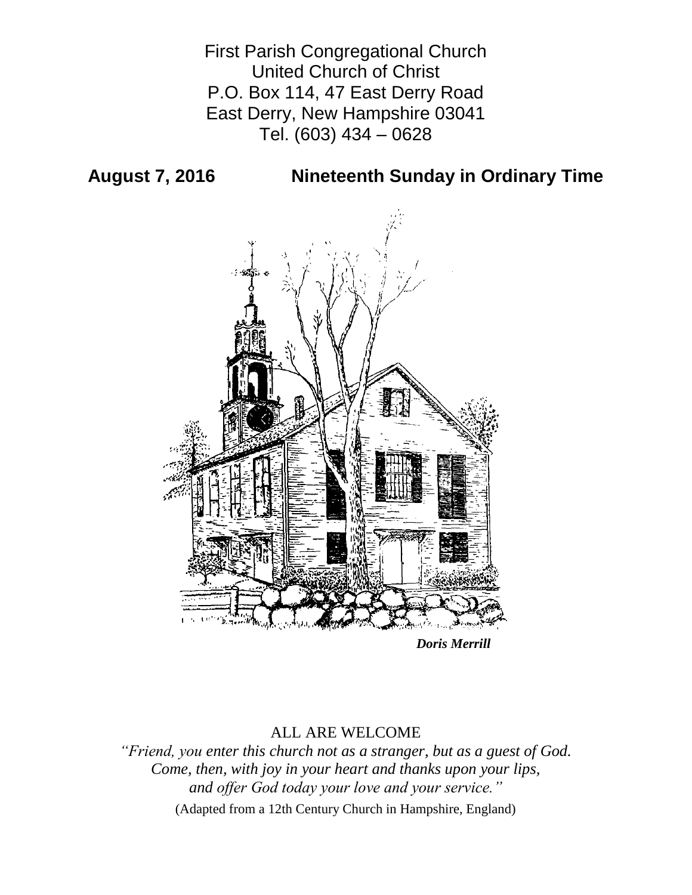First Parish Congregational Church
United Church of Christ
P.O. Box 114, 47 East Derry Road
East Derry, New Hampshire 03041
Tel. (603) 434 – 0628

**August 7, 2016 Nineteenth Sunday in Ordinary Time**

***Doris Merrill***

ALL ARE WELCOME

*"Friend, you enter this church not as a stranger, but as a guest of God.
Come, then, with joy in your heart and thanks upon your lips,
and offer God today your love and your service."*

(Adapted from a 12th Century Church in Hampshire, England)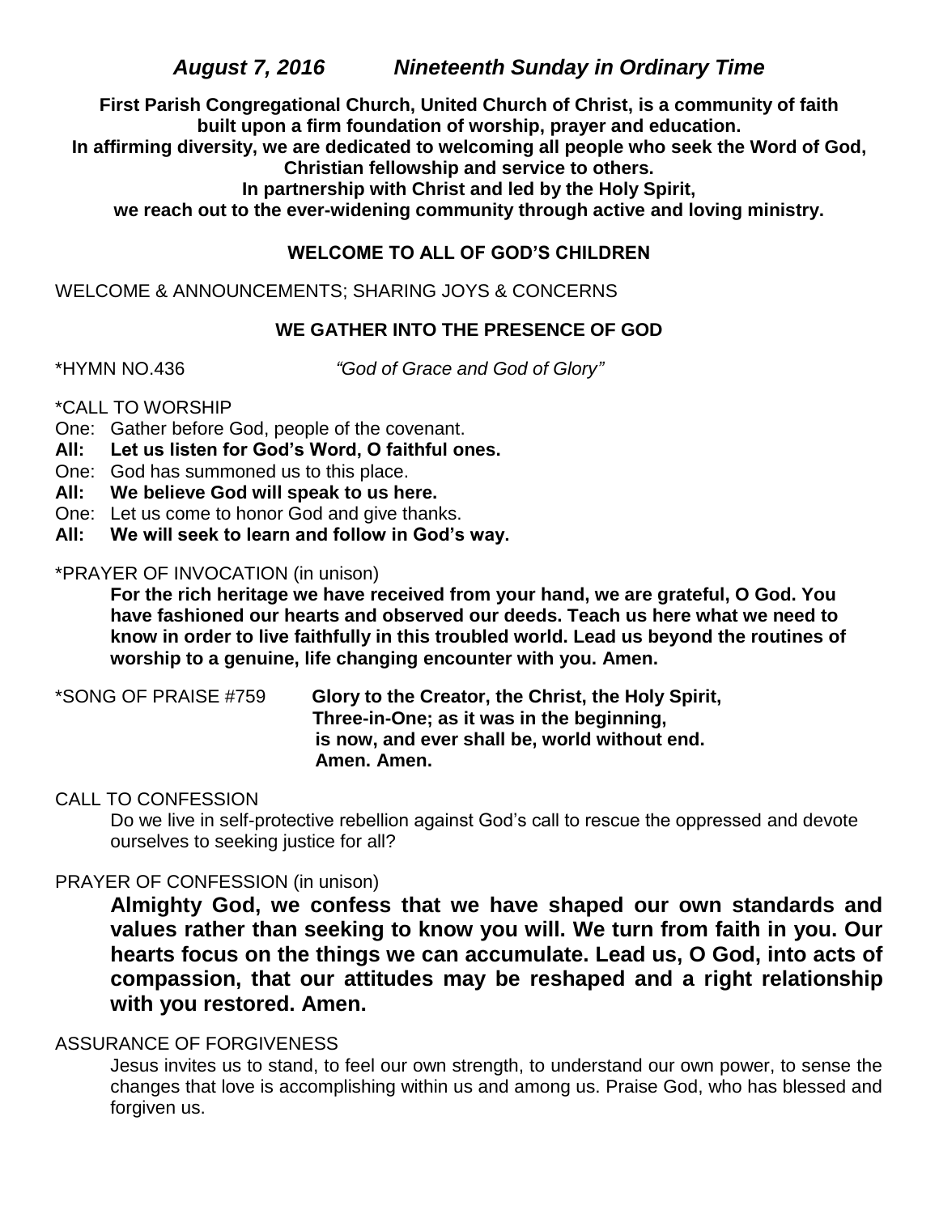## *August 7, 2016 Nineteenth Sunday in Ordinary Time*

**First Parish Congregational Church, United Church of Christ, is a community of faith built upon a firm foundation of worship, prayer and education. In affirming diversity, we are dedicated to welcoming all people who seek the Word of God, Christian fellowship and service to others. In partnership with Christ and led by the Holy Spirit, we reach out to the ever-widening community through active and loving ministry.**

### WELCOME TO ALL OF GOD'S CHILDREN

WELCOME & ANNOUNCEMENTS; SHARING JOYS & CONCERNS

### WE GATHER INTO THE PRESENCE OF GOD

*HYMN NO.436 *"God of Grace and God of Glory"*

*CALL TO WORSHIP

One: Gather before God, people of the covenant.
**All: Let us listen for God's Word, O faithful ones.**
One: God has summoned us to this place.
**All: We believe God will speak to us here.**
One: Let us come to honor God and give thanks.
**All: We will seek to learn and follow in God's way.**

*PRAYER OF INVOCATION (in unison)

**For the rich heritage we have received from your hand, we are grateful, O God. You have fashioned our hearts and observed our deeds. Teach us here what we need to know in order to live faithfully in this troubled world. Lead us beyond the routines of worship to a genuine, life changing encounter with you. Amen.**

*SONG OF PRAISE #759 **Glory to the Creator, the Christ, the Holy Spirit, Three-in-One; as it was in the beginning, is now, and ever shall be, world without end. Amen. Amen.**

CALL TO CONFESSION

Do we live in self-protective rebellion against God's call to rescue the oppressed and devote ourselves to seeking justice for all?

PRAYER OF CONFESSION (in unison)

**Almighty God, we confess that we have shaped our own standards and values rather than seeking to know you will. We turn from faith in you. Our hearts focus on the things we can accumulate. Lead us, O God, into acts of compassion, that our attitudes may be reshaped and a right relationship with you restored. Amen.**

ASSURANCE OF FORGIVENESS

Jesus invites us to stand, to feel our own strength, to understand our own power, to sense the changes that love is accomplishing within us and among us. Praise God, who has blessed and forgiven us.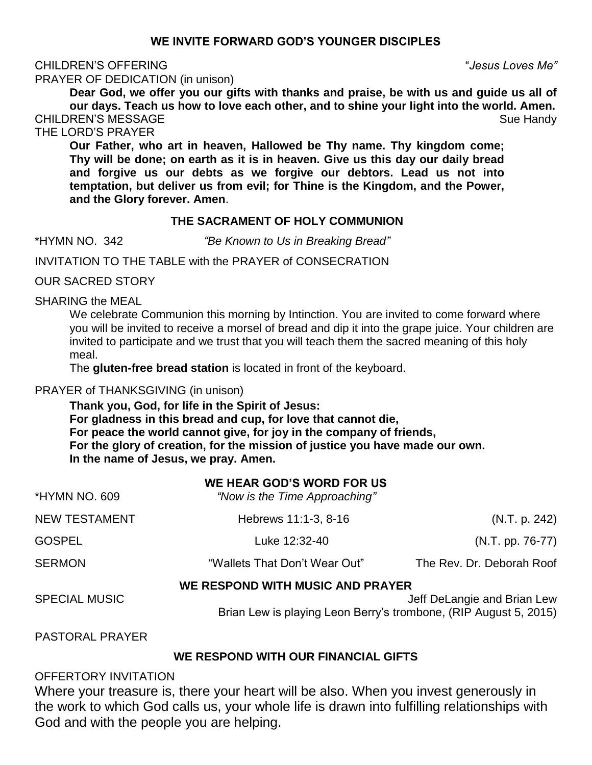### WE INVITE FORWARD GOD'S YOUNGER DISCIPLES

CHILDREN'S OFFERING *"Jesus Loves Me"*

PRAYER OF DEDICATION (in unison)

**Dear God, we offer you our gifts with thanks and praise, be with us and guide us all of our days. Teach us how to love each other, and to shine your light into the world. Amen.**

CHILDREN'S MESSAGE Sue Handy

THE LORD'S PRAYER

**Our Father, who art in heaven, Hallowed be Thy name. Thy kingdom come; Thy will be done; on earth as it is in heaven. Give us this day our daily bread and forgive us our debts as we forgive our debtors. Lead us not into temptation, but deliver us from evil; for Thine is the Kingdom, and the Power, and the Glory forever. Amen**.

### THE SACRAMENT OF HOLY COMMUNION

\*HYMN NO. 342 *"Be Known to Us in Breaking Bread"*

INVITATION TO THE TABLE with the PRAYER of CONSECRATION

OUR SACRED STORY

SHARING the MEAL

We celebrate Communion this morning by Intinction. You are invited to come forward where you will be invited to receive a morsel of bread and dip it into the grape juice. Your children are invited to participate and we trust that you will teach them the sacred meaning of this holy meal.

The **gluten-free bread station** is located in front of the keyboard.

PRAYER of THANKSGIVING (in unison)

**Thank you, God, for life in the Spirit of Jesus:**
**For gladness in this bread and cup, for love that cannot die,**
**For peace the world cannot give, for joy in the company of friends,**
**For the glory of creation, for the mission of justice you have made our own.**
**In the name of Jesus, we pray. Amen.**

### WE HEAR GOD'S WORD FOR US

\*HYMN NO. 609 *"Now is the Time Approaching"*

NEW TESTAMENT Hebrews 11:1-3, 8-16 (N.T. p. 242)

GOSPEL Luke 12:32-40 (N.T. pp. 76-77)

SERMON "Wallets That Don't Wear Out" The Rev. Dr. Deborah Roof

### WE RESPOND WITH MUSIC AND PRAYER

SPECIAL MUSIC Jeff DeLangie and Brian Lew

Brian Lew is playing Leon Berry's trombone, (RIP August 5, 2015)

PASTORAL PRAYER

### WE RESPOND WITH OUR FINANCIAL GIFTS

OFFERTORY INVITATION

Where your treasure is, there your heart will be also. When you invest generously in the work to which God calls us, your whole life is drawn into fulfilling relationships with God and with the people you are helping.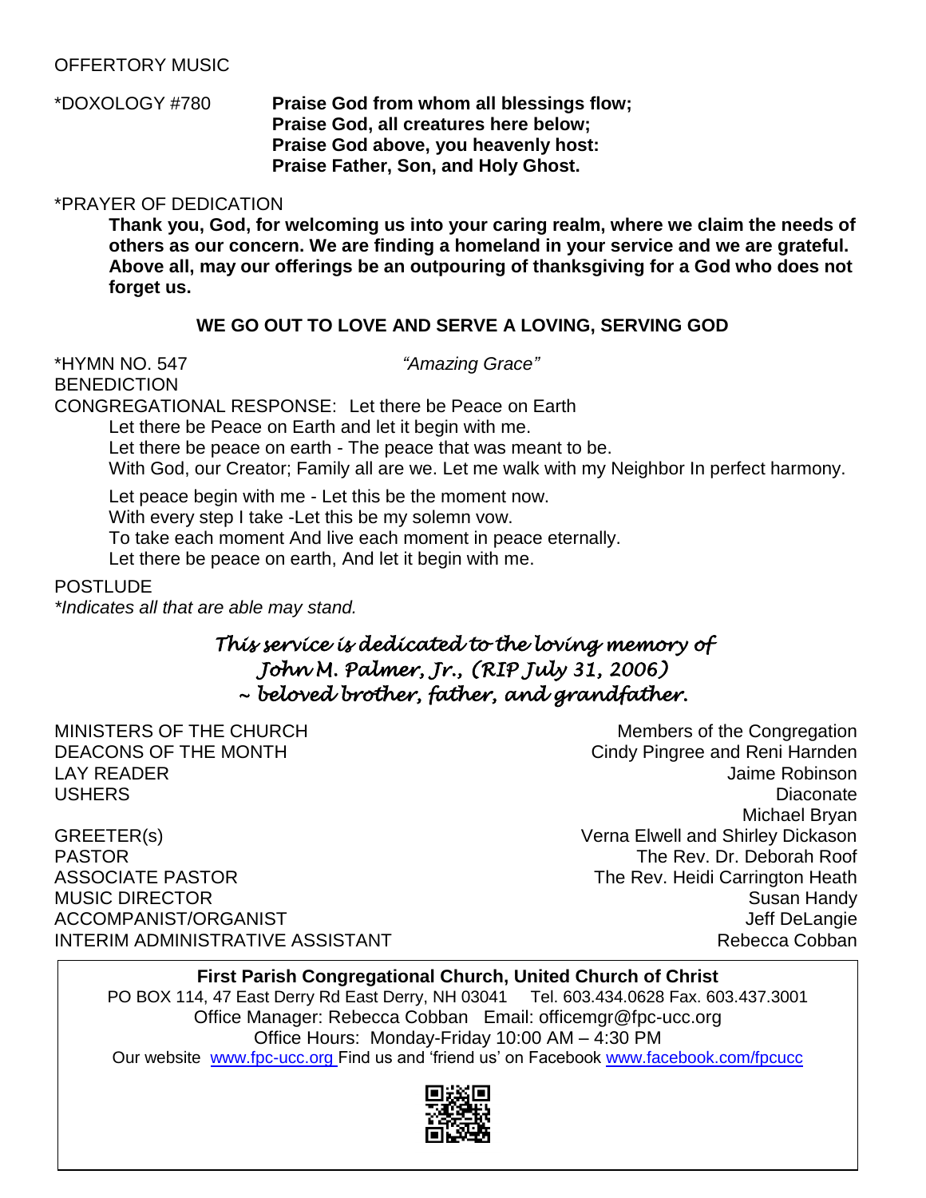OFFERTORY MUSIC

*DOXOLOGY #780 **Praise God from whom all blessings flow;**
**Praise God, all creatures here below;**
**Praise God above, you heavenly host:**
**Praise Father, Son, and Holy Ghost.**

*PRAYER OF DEDICATION

**Thank you, God, for welcoming us into your caring realm, where we claim the needs of others as our concern. We are finding a homeland in your service and we are grateful. Above all, may our offerings be an outpouring of thanksgiving for a God who does not forget us.**

**WE GO OUT TO LOVE AND SERVE A LOVING, SERVING GOD**

*HYMN NO. 547 *"Amazing Grace"*

BENEDICTION

CONGREGATIONAL RESPONSE: Let there be Peace on Earth

Let there be Peace on Earth and let it begin with me.
Let there be peace on earth - The peace that was meant to be.
With God, our Creator; Family all are we. Let me walk with my Neighbor In perfect harmony.

Let peace begin with me - Let this be the moment now.
With every step I take -Let this be my solemn vow.
To take each moment And live each moment in peace eternally.
Let there be peace on earth, And let it begin with me.

POSTLUDE

*\*Indicates all that are able may stand.*

*This service is dedicated to the loving memory of*
*John M. Palmer, Jr., (RIP July 31, 2006)*
*~ beloved brother, father, and grandfather.*

| | |
|---|---|
| MINISTERS OF THE CHURCH | Members of the Congregation |
| DEACONS OF THE MONTH | Cindy Pingree and Reni Harnden |
| LAY READER | Jaime Robinson |
| USHERS | Diaconate<br>Michael Bryan |
| GREETER(s) | Verna Elwell and Shirley Dickason |
| PASTOR | The Rev. Dr. Deborah Roof |
| ASSOCIATE PASTOR | The Rev. Heidi Carrington Heath |
| MUSIC DIRECTOR | Susan Handy |
| ACCOMPANIST/ORGANIST | Jeff DeLangie |
| INTERIM ADMINISTRATIVE ASSISTANT | Rebecca Cobban |

**First Parish Congregational Church, United Church of Christ**
PO BOX 114, 47 East Derry Rd East Derry, NH 03041 Tel. 603.434.0628 Fax. 603.437.3001
Office Manager: Rebecca Cobban Email: officemgr@fpc-ucc.org
Office Hours: Monday-Friday 10:00 AM – 4:30 PM
Our website [www.fpc-ucc.org](http://www.fpc-ucc.org) Find us and 'friend us' on Facebook [www.facebook.com/fpcucc](http://www.facebook.com/fpcucc)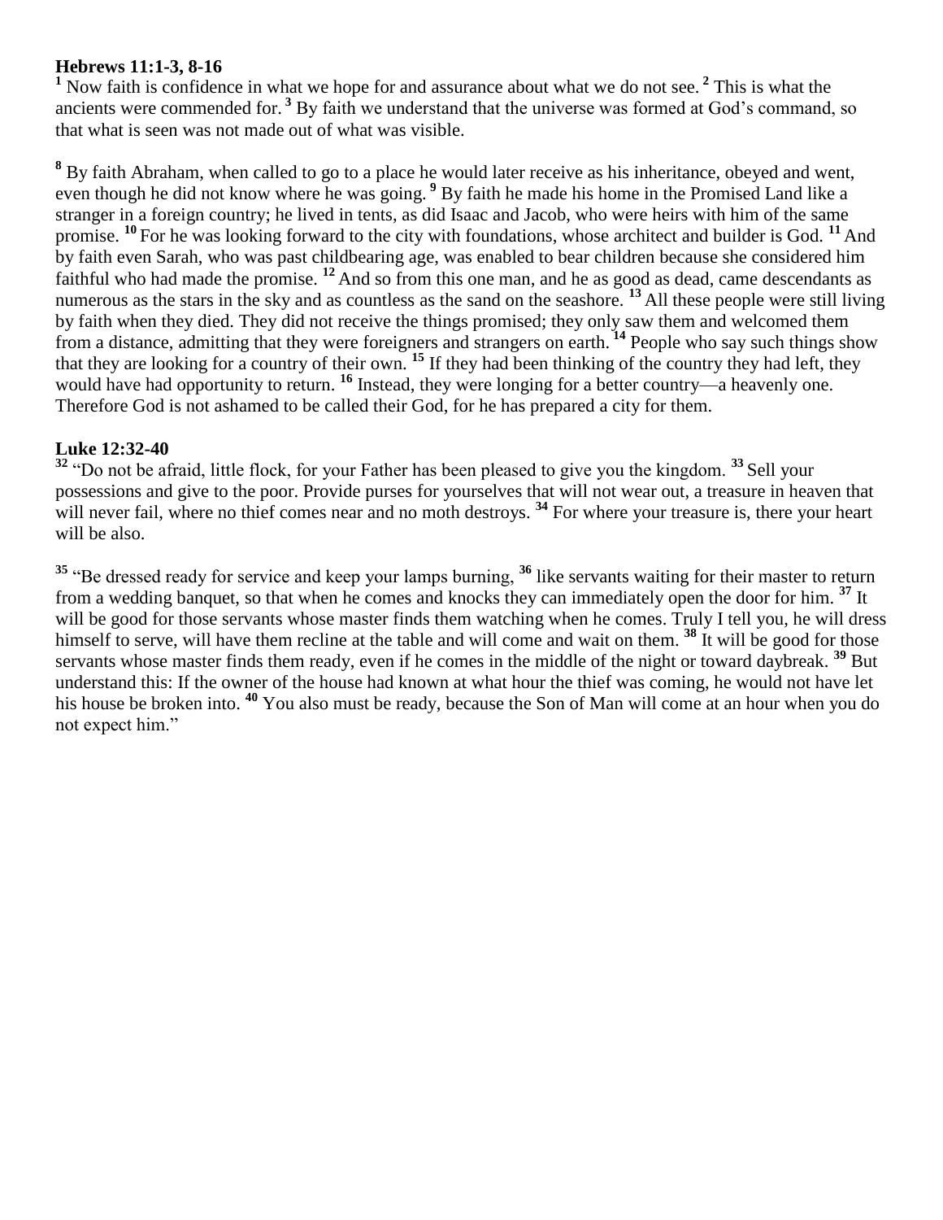**Hebrews 11:1-3, 8-16**

[1] Now faith is confidence in what we hope for and assurance about what we do not see. [2] This is what the ancients were commended for. [3] By faith we understand that the universe was formed at God's command, so that what is seen was not made out of what was visible.

[8] By faith Abraham, when called to go to a place he would later receive as his inheritance, obeyed and went, even though he did not know where he was going. [9] By faith he made his home in the Promised Land like a stranger in a foreign country; he lived in tents, as did Isaac and Jacob, who were heirs with him of the same promise. [10] For he was looking forward to the city with foundations, whose architect and builder is God. [11] And by faith even Sarah, who was past childbearing age, was enabled to bear children because she considered him faithful who had made the promise. [12] And so from this one man, and he as good as dead, came descendants as numerous as the stars in the sky and as countless as the sand on the seashore. [13] All these people were still living by faith when they died. They did not receive the things promised; they only saw them and welcomed them from a distance, admitting that they were foreigners and strangers on earth. [14] People who say such things show that they are looking for a country of their own. [15] If they had been thinking of the country they had left, they would have had opportunity to return. [16] Instead, they were longing for a better country—a heavenly one. Therefore God is not ashamed to be called their God, for he has prepared a city for them.

**Luke 12:32-40**

[32] "Do not be afraid, little flock, for your Father has been pleased to give you the kingdom. [33] Sell your possessions and give to the poor. Provide purses for yourselves that will not wear out, a treasure in heaven that will never fail, where no thief comes near and no moth destroys. [34] For where your treasure is, there your heart will be also.

[35] "Be dressed ready for service and keep your lamps burning, [36] like servants waiting for their master to return from a wedding banquet, so that when he comes and knocks they can immediately open the door for him. [37] It will be good for those servants whose master finds them watching when he comes. Truly I tell you, he will dress himself to serve, will have them recline at the table and will come and wait on them. [38] It will be good for those servants whose master finds them ready, even if he comes in the middle of the night or toward daybreak. [39] But understand this: If the owner of the house had known at what hour the thief was coming, he would not have let his house be broken into. [40] You also must be ready, because the Son of Man will come at an hour when you do not expect him."